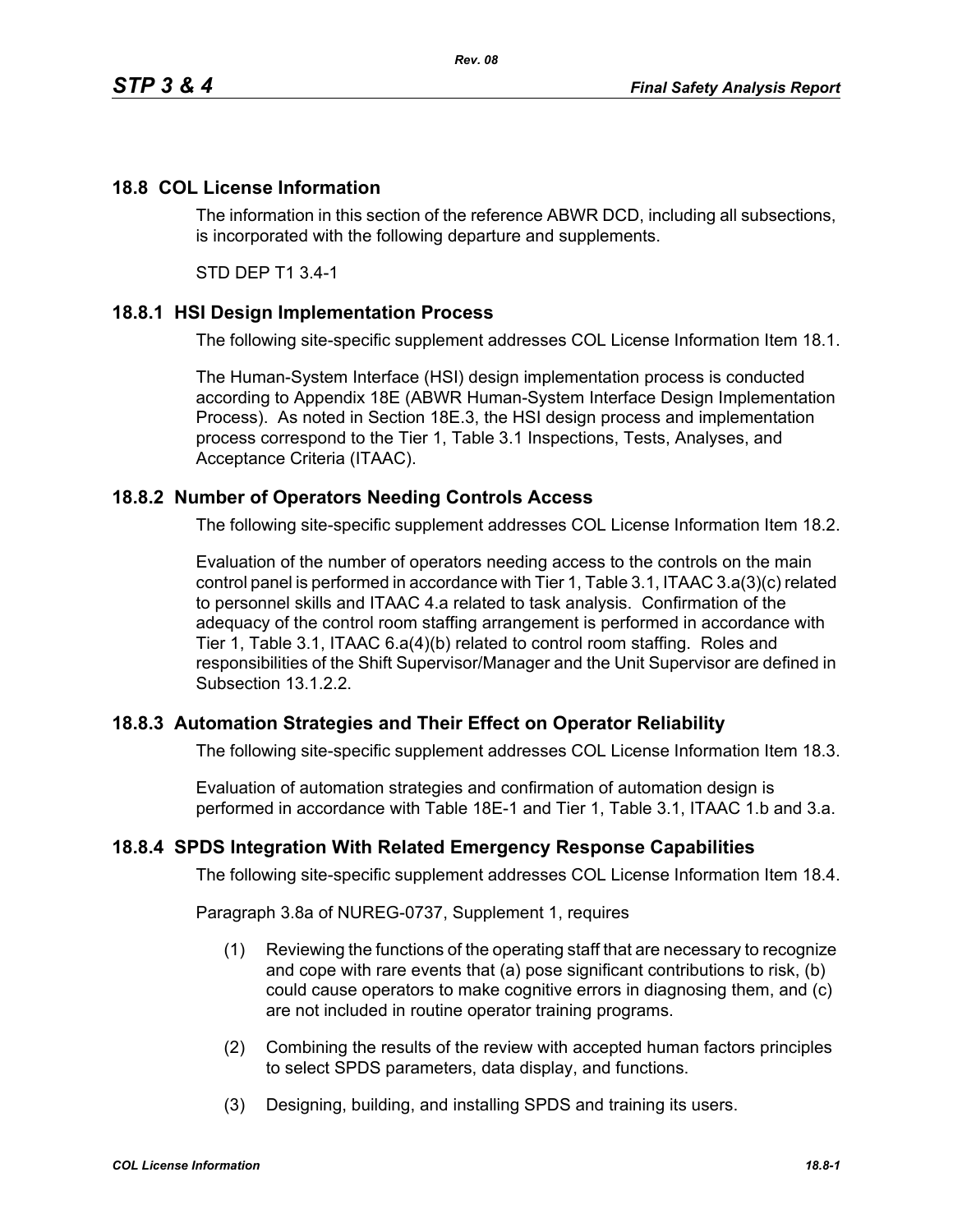## 18.8 COL License Information

The information in this section of the reference ABWR DCD, including all subsections, is incorporated with the following departure and supplements.

STD DEP T1 3.4-1

### 18.8.1 HSI Design Implementation Process

The following site-specific supplement addresses COL License Information Item 18.1.

The Human-System Interface (HSI) design implementation process is conducted according to Appendix 18E (ABWR Human-System Interface Design Implementation Process). As noted in Section 18E.3, the HSI design process and implementation process correspond to the Tier 1, Table 3.1 Inspections, Tests, Analyses, and Acceptance Criteria (ITAAC).

### 18.8.2 Number of Operators Needing Controls Access

The following site-specific supplement addresses COL License Information Item 18.2.

Evaluation of the number of operators needing access to the controls on the main control panel is performed in accordance with Tier 1, Table 3.1, ITAAC 3.a(3)(c) related to personnel skills and ITAAC 4.a related to task analysis. Confirmation of the adequacy of the control room staffing arrangement is performed in accordance with Tier 1, Table 3.1, ITAAC 6.a(4)(b) related to control room staffing. Roles and responsibilities of the Shift Supervisor/Manager and the Unit Supervisor are defined in Subsection 13.1.2.2.

### 18.8.3 Automation Strategies and Their Effect on Operator Reliability

The following site-specific supplement addresses COL License Information Item 18.3.

Evaluation of automation strategies and confirmation of automation design is performed in accordance with Table 18E-1 and Tier 1, Table 3.1, ITAAC 1.b and 3.a.

### 18.8.4 SPDS Integration With Related Emergency Response Capabilities

The following site-specific supplement addresses COL License Information Item 18.4.

Paragraph 3.8a of NUREG-0737, Supplement 1, requires

(1) Reviewing the functions of the operating staff that are necessary to recognize and cope with rare events that (a) pose significant contributions to risk, (b) could cause operators to make cognitive errors in diagnosing them, and (c) are not included in routine operator training programs.

(2) Combining the results of the review with accepted human factors principles to select SPDS parameters, data display, and functions.

(3) Designing, building, and installing SPDS and training its users.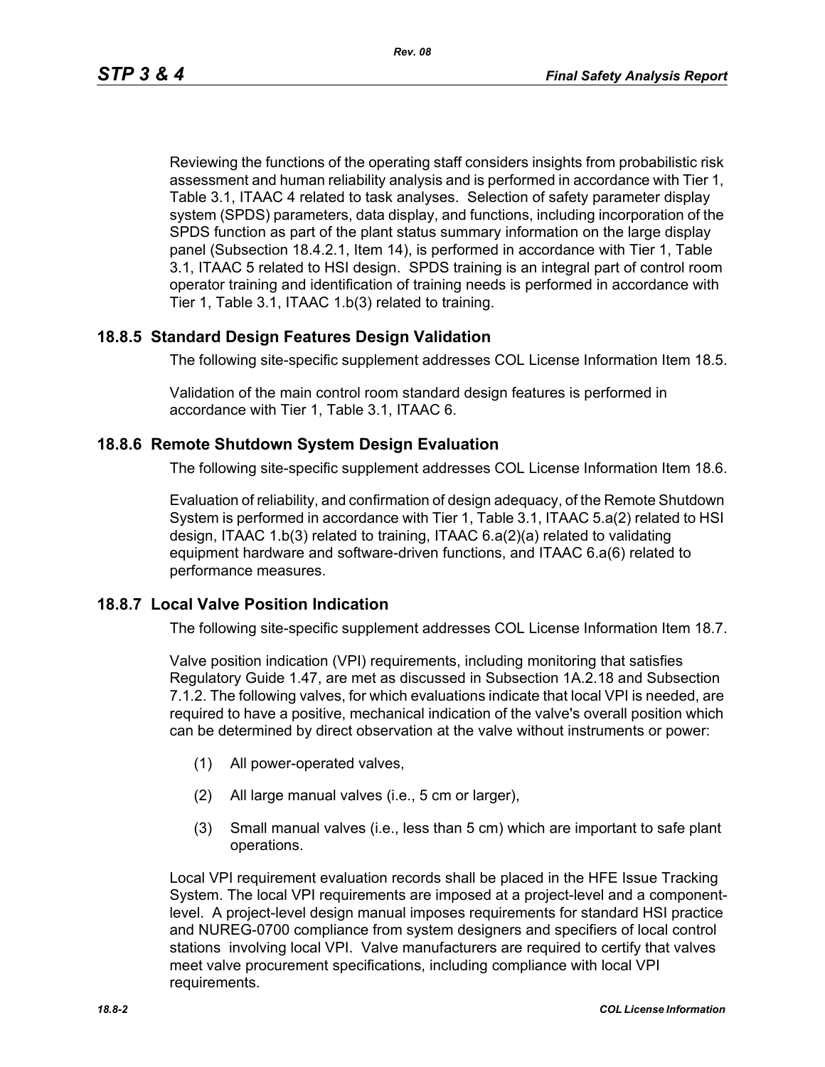Reviewing the functions of the operating staff considers insights from probabilistic risk assessment and human reliability analysis and is performed in accordance with Tier 1, Table 3.1, ITAAC 4 related to task analyses. Selection of safety parameter display system (SPDS) parameters, data display, and functions, including incorporation of the SPDS function as part of the plant status summary information on the large display panel (Subsection 18.4.2.1, Item 14), is performed in accordance with Tier 1, Table 3.1, ITAAC 5 related to HSI design. SPDS training is an integral part of control room operator training and identification of training needs is performed in accordance with Tier 1, Table 3.1, ITAAC 1.b(3) related to training.

## 18.8.5 Standard Design Features Design Validation

The following site-specific supplement addresses COL License Information Item 18.5.

Validation of the main control room standard design features is performed in accordance with Tier 1, Table 3.1, ITAAC 6.

## 18.8.6 Remote Shutdown System Design Evaluation

The following site-specific supplement addresses COL License Information Item 18.6.

Evaluation of reliability, and confirmation of design adequacy, of the Remote Shutdown System is performed in accordance with Tier 1, Table 3.1, ITAAC 5.a(2) related to HSI design, ITAAC 1.b(3) related to training, ITAAC 6.a(2)(a) related to validating equipment hardware and software-driven functions, and ITAAC 6.a(6) related to performance measures.

## 18.8.7 Local Valve Position Indication

The following site-specific supplement addresses COL License Information Item 18.7.

Valve position indication (VPI) requirements, including monitoring that satisfies Regulatory Guide 1.47, are met as discussed in Subsection 1A.2.18 and Subsection 7.1.2. The following valves, for which evaluations indicate that local VPI is needed, are required to have a positive, mechanical indication of the valve's overall position which can be determined by direct observation at the valve without instruments or power:

(1) All power-operated valves,

(2) All large manual valves (i.e., 5 cm or larger),

(3) Small manual valves (i.e., less than 5 cm) which are important to safe plant operations.

Local VPI requirement evaluation records shall be placed in the HFE Issue Tracking System. The local VPI requirements are imposed at a project-level and a component-level. A project-level design manual imposes requirements for standard HSI practice and NUREG-0700 compliance from system designers and specifiers of local control stations involving local VPI. Valve manufacturers are required to certify that valves meet valve procurement specifications, including compliance with local VPI requirements.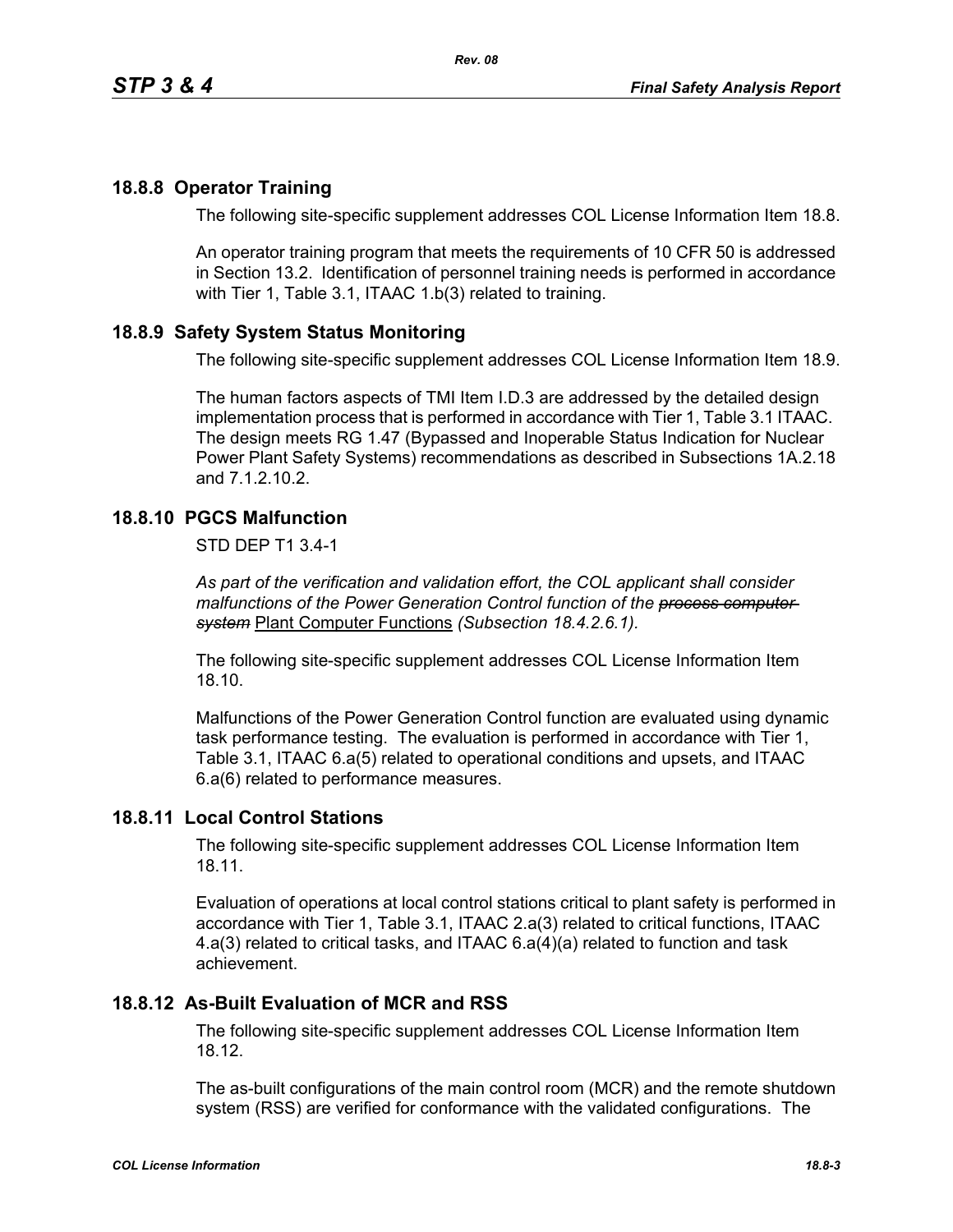## 18.8.8 Operator Training

The following site-specific supplement addresses COL License Information Item 18.8.

An operator training program that meets the requirements of 10 CFR 50 is addressed in Section 13.2. Identification of personnel training needs is performed in accordance with Tier 1, Table 3.1, ITAAC 1.b(3) related to training.

## 18.8.9 Safety System Status Monitoring

The following site-specific supplement addresses COL License Information Item 18.9.

The human factors aspects of TMI Item I.D.3 are addressed by the detailed design implementation process that is performed in accordance with Tier 1, Table 3.1 ITAAC. The design meets RG 1.47 (Bypassed and Inoperable Status Indication for Nuclear Power Plant Safety Systems) recommendations as described in Subsections 1A.2.18 and 7.1.2.10.2.

## 18.8.10 PGCS Malfunction

STD DEP T1 3.4-1

*As part of the verification and validation effort, the COL applicant shall consider malfunctions of the Power Generation Control function of the ~~process computer system~~* Plant Computer Functions *(Subsection 18.4.2.6.1).*

The following site-specific supplement addresses COL License Information Item 18.10.

Malfunctions of the Power Generation Control function are evaluated using dynamic task performance testing. The evaluation is performed in accordance with Tier 1, Table 3.1, ITAAC 6.a(5) related to operational conditions and upsets, and ITAAC 6.a(6) related to performance measures.

## 18.8.11 Local Control Stations

The following site-specific supplement addresses COL License Information Item 18.11.

Evaluation of operations at local control stations critical to plant safety is performed in accordance with Tier 1, Table 3.1, ITAAC 2.a(3) related to critical functions, ITAAC 4.a(3) related to critical tasks, and ITAAC 6.a(4)(a) related to function and task achievement.

## 18.8.12 As-Built Evaluation of MCR and RSS

The following site-specific supplement addresses COL License Information Item 18.12.

The as-built configurations of the main control room (MCR) and the remote shutdown system (RSS) are verified for conformance with the validated configurations. The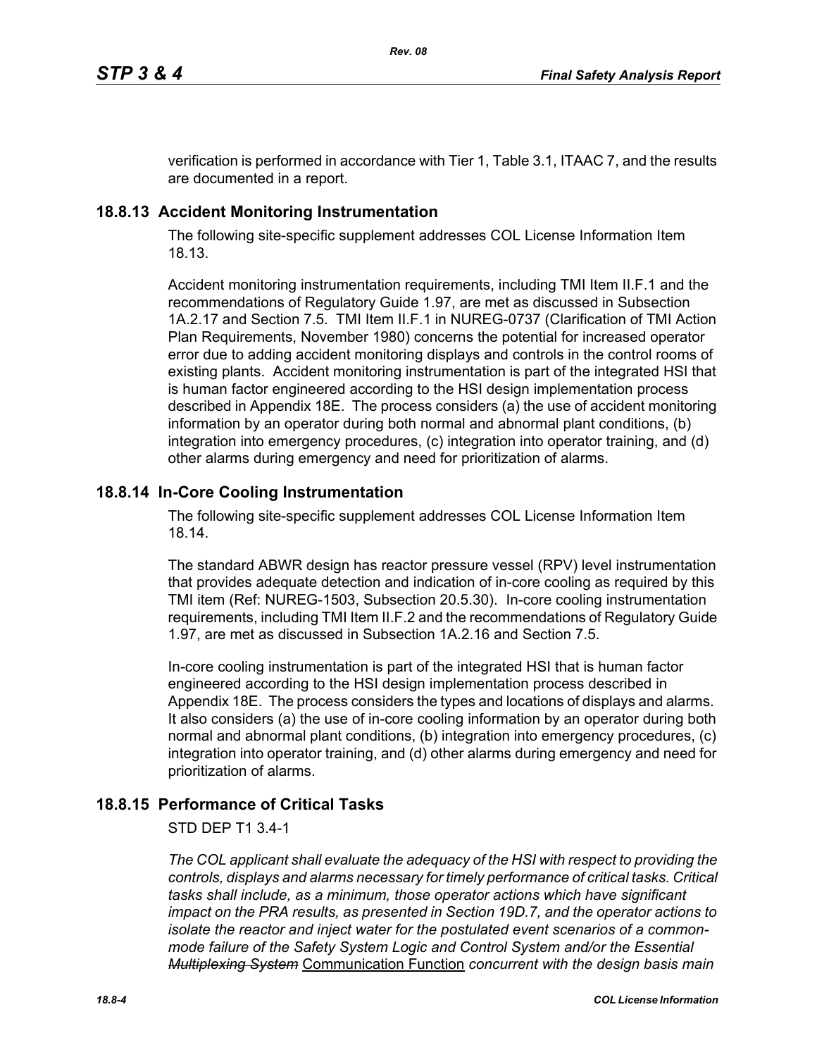verification is performed in accordance with Tier 1, Table 3.1, ITAAC 7, and the results are documented in a report.

## 18.8.13 Accident Monitoring Instrumentation

The following site-specific supplement addresses COL License Information Item 18.13.

Accident monitoring instrumentation requirements, including TMI Item II.F.1 and the recommendations of Regulatory Guide 1.97, are met as discussed in Subsection 1A.2.17 and Section 7.5. TMI Item II.F.1 in NUREG-0737 (Clarification of TMI Action Plan Requirements, November 1980) concerns the potential for increased operator error due to adding accident monitoring displays and controls in the control rooms of existing plants. Accident monitoring instrumentation is part of the integrated HSI that is human factor engineered according to the HSI design implementation process described in Appendix 18E. The process considers (a) the use of accident monitoring information by an operator during both normal and abnormal plant conditions, (b) integration into emergency procedures, (c) integration into operator training, and (d) other alarms during emergency and need for prioritization of alarms.

## 18.8.14 In-Core Cooling Instrumentation

The following site-specific supplement addresses COL License Information Item 18.14.

The standard ABWR design has reactor pressure vessel (RPV) level instrumentation that provides adequate detection and indication of in-core cooling as required by this TMI item (Ref: NUREG-1503, Subsection 20.5.30). In-core cooling instrumentation requirements, including TMI Item II.F.2 and the recommendations of Regulatory Guide 1.97, are met as discussed in Subsection 1A.2.16 and Section 7.5.

In-core cooling instrumentation is part of the integrated HSI that is human factor engineered according to the HSI design implementation process described in Appendix 18E. The process considers the types and locations of displays and alarms. It also considers (a) the use of in-core cooling information by an operator during both normal and abnormal plant conditions, (b) integration into emergency procedures, (c) integration into operator training, and (d) other alarms during emergency and need for prioritization of alarms.

## 18.8.15 Performance of Critical Tasks

STD DEP T1 3.4-1

*The COL applicant shall evaluate the adequacy of the HSI with respect to providing the controls, displays and alarms necessary for timely performance of critical tasks. Critical tasks shall include, as a minimum, those operator actions which have significant impact on the PRA results, as presented in Section 19D.7, and the operator actions to isolate the reactor and inject water for the postulated event scenarios of a common-mode failure of the Safety System Logic and Control System and/or the Essential ~~Multiplexing System~~* Communication Function *concurrent with the design basis main*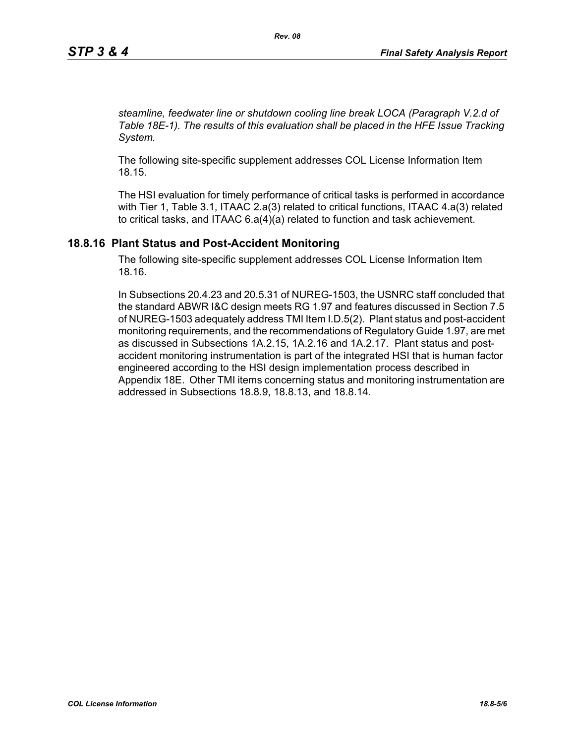*steamline, feedwater line or shutdown cooling line break LOCA (Paragraph V.2.d of Table 18E-1). The results of this evaluation shall be placed in the HFE Issue Tracking System.*

The following site-specific supplement addresses COL License Information Item 18.15.

The HSI evaluation for timely performance of critical tasks is performed in accordance with Tier 1, Table 3.1, ITAAC 2.a(3) related to critical functions, ITAAC 4.a(3) related to critical tasks, and ITAAC 6.a(4)(a) related to function and task achievement.

## 18.8.16 Plant Status and Post-Accident Monitoring

The following site-specific supplement addresses COL License Information Item 18.16.

In Subsections 20.4.23 and 20.5.31 of NUREG-1503, the USNRC staff concluded that the standard ABWR I&C design meets RG 1.97 and features discussed in Section 7.5 of NUREG-1503 adequately address TMI Item I.D.5(2). Plant status and post-accident monitoring requirements, and the recommendations of Regulatory Guide 1.97, are met as discussed in Subsections 1A.2.15, 1A.2.16 and 1A.2.17. Plant status and post-accident monitoring instrumentation is part of the integrated HSI that is human factor engineered according to the HSI design implementation process described in Appendix 18E. Other TMI items concerning status and monitoring instrumentation are addressed in Subsections 18.8.9, 18.8.13, and 18.8.14.